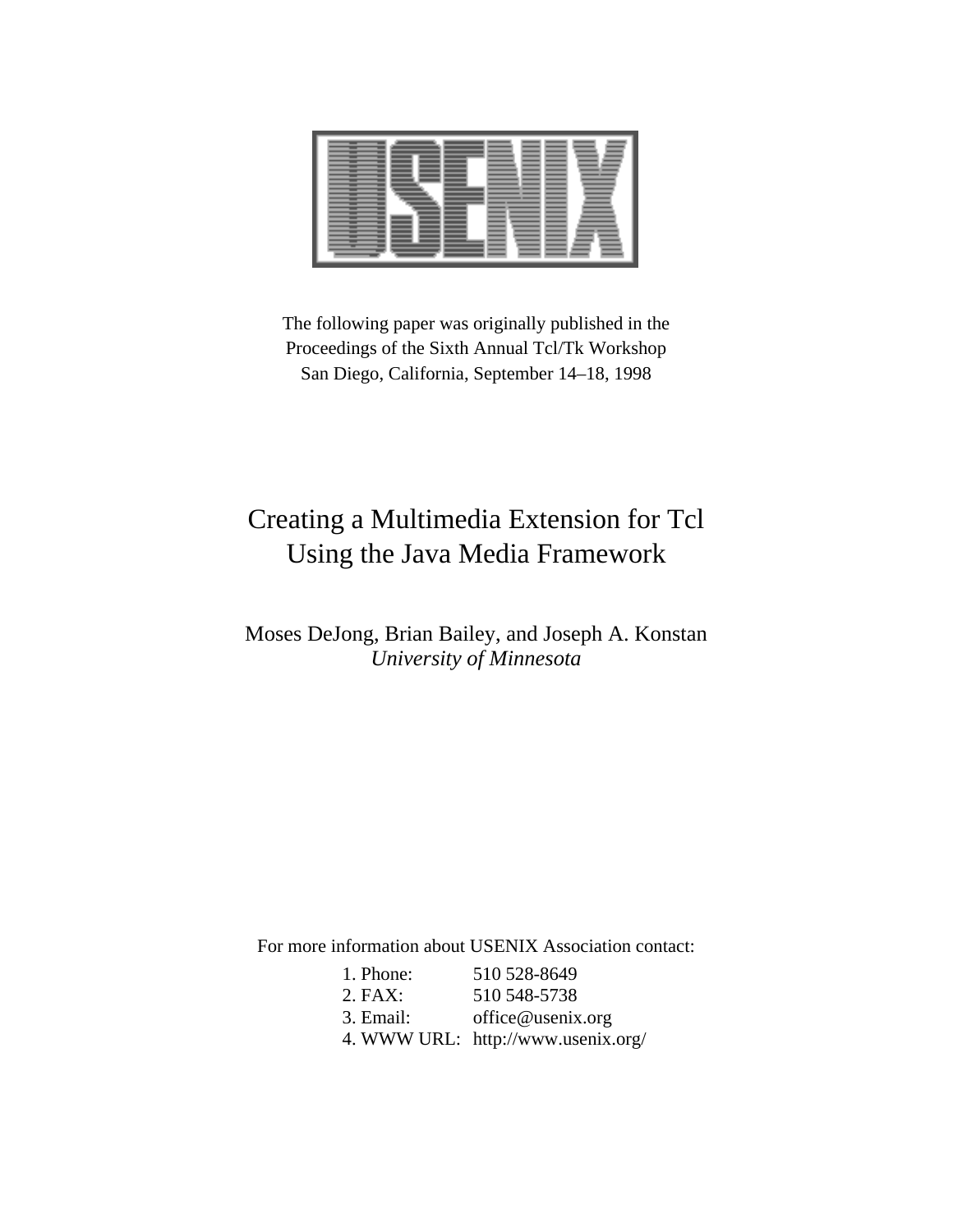USENIX

The following paper was originally published in the
Proceedings of the Sixth Annual Tcl/Tk Workshop
San Diego, California, September 14–18, 1998

# Creating a Multimedia Extension for Tcl Using the Java Media Framework

Moses DeJong, Brian Bailey, and Joseph A. Konstan
*University of Minnesota*

For more information about USENIX Association contact:

1. Phone: 510 528-8649
2. FAX: 510 548-5738
3. Email: office@usenix.org
4. WWW URL: http://www.usenix.org/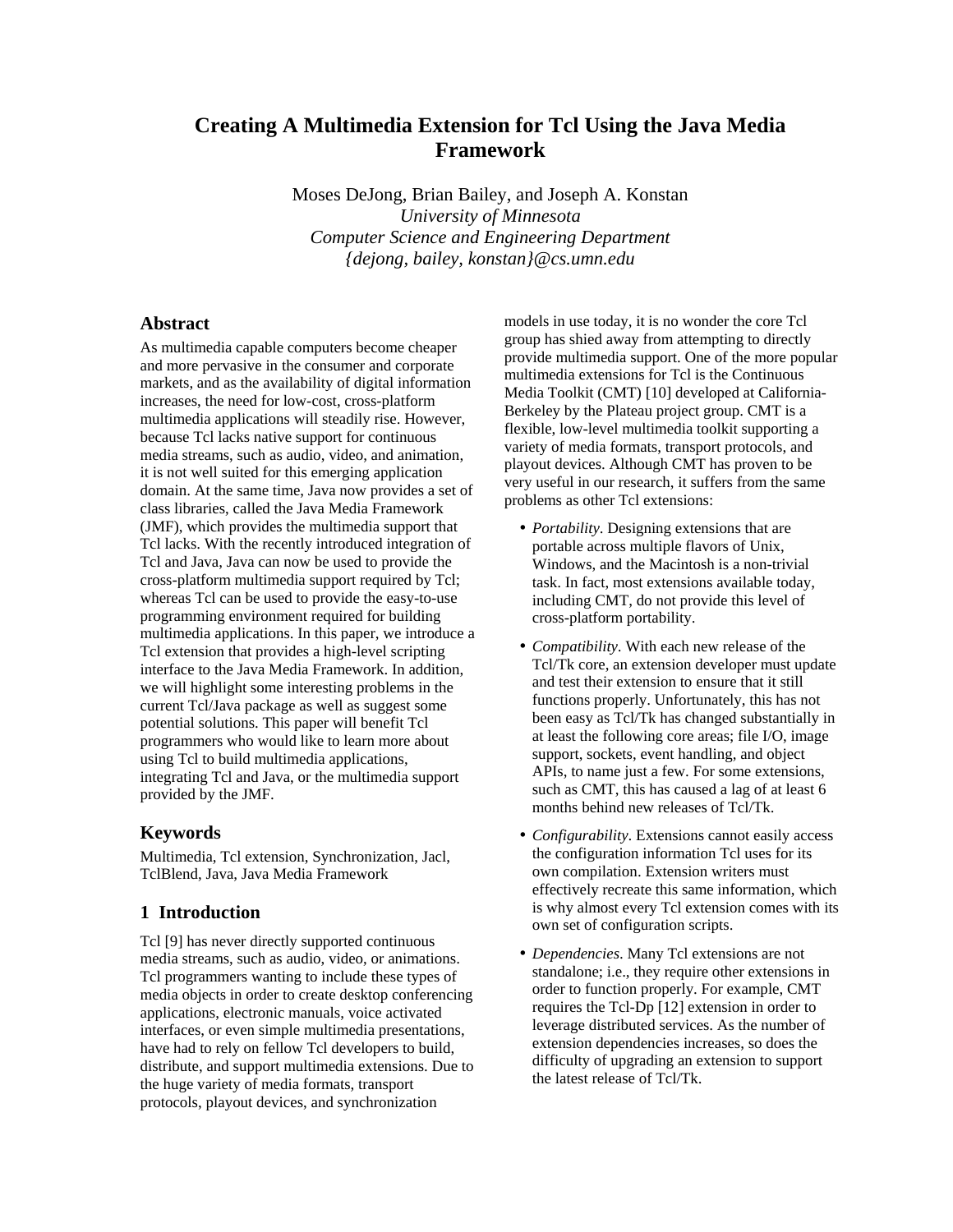# Creating A Multimedia Extension for Tcl Using the Java Media Framework

Moses DeJong, Brian Bailey, and Joseph A. Konstan
*University of Minnesota*
*Computer Science and Engineering Department*
*{dejong, bailey, konstan}@cs.umn.edu*

## Abstract

As multimedia capable computers become cheaper and more pervasive in the consumer and corporate markets, and as the availability of digital information increases, the need for low-cost, cross-platform multimedia applications will steadily rise. However, because Tcl lacks native support for continuous media streams, such as audio, video, and animation, it is not well suited for this emerging application domain. At the same time, Java now provides a set of class libraries, called the Java Media Framework (JMF), which provides the multimedia support that Tcl lacks. With the recently introduced integration of Tcl and Java, Java can now be used to provide the cross-platform multimedia support required by Tcl; whereas Tcl can be used to provide the easy-to-use programming environment required for building multimedia applications. In this paper, we introduce a Tcl extension that provides a high-level scripting interface to the Java Media Framework. In addition, we will highlight some interesting problems in the current Tcl/Java package as well as suggest some potential solutions. This paper will benefit Tcl programmers who would like to learn more about using Tcl to build multimedia applications, integrating Tcl and Java, or the multimedia support provided by the JMF.

## Keywords

Multimedia, Tcl extension, Synchronization, Jacl, TclBlend, Java, Java Media Framework

## 1 Introduction

Tcl [9] has never directly supported continuous media streams, such as audio, video, or animations. Tcl programmers wanting to include these types of media objects in order to create desktop conferencing applications, electronic manuals, voice activated interfaces, or even simple multimedia presentations, have had to rely on fellow Tcl developers to build, distribute, and support multimedia extensions. Due to the huge variety of media formats, transport protocols, playout devices, and synchronization models in use today, it is no wonder the core Tcl group has shied away from attempting to directly provide multimedia support. One of the more popular multimedia extensions for Tcl is the Continuous Media Toolkit (CMT) [10] developed at California-Berkeley by the Plateau project group. CMT is a flexible, low-level multimedia toolkit supporting a variety of media formats, transport protocols, and playout devices. Although CMT has proven to be very useful in our research, it suffers from the same problems as other Tcl extensions:

- *Portability*. Designing extensions that are portable across multiple flavors of Unix, Windows, and the Macintosh is a non-trivial task. In fact, most extensions available today, including CMT, do not provide this level of cross-platform portability.
- *Compatibility*. With each new release of the Tcl/Tk core, an extension developer must update and test their extension to ensure that it still functions properly. Unfortunately, this has not been easy as Tcl/Tk has changed substantially in at least the following core areas; file I/O, image support, sockets, event handling, and object APIs, to name just a few. For some extensions, such as CMT, this has caused a lag of at least 6 months behind new releases of Tcl/Tk.
- *Configurability*. Extensions cannot easily access the configuration information Tcl uses for its own compilation. Extension writers must effectively recreate this same information, which is why almost every Tcl extension comes with its own set of configuration scripts.
- *Dependencies*. Many Tcl extensions are not standalone; i.e., they require other extensions in order to function properly. For example, CMT requires the Tcl-Dp [12] extension in order to leverage distributed services. As the number of extension dependencies increases, so does the difficulty of upgrading an extension to support the latest release of Tcl/Tk.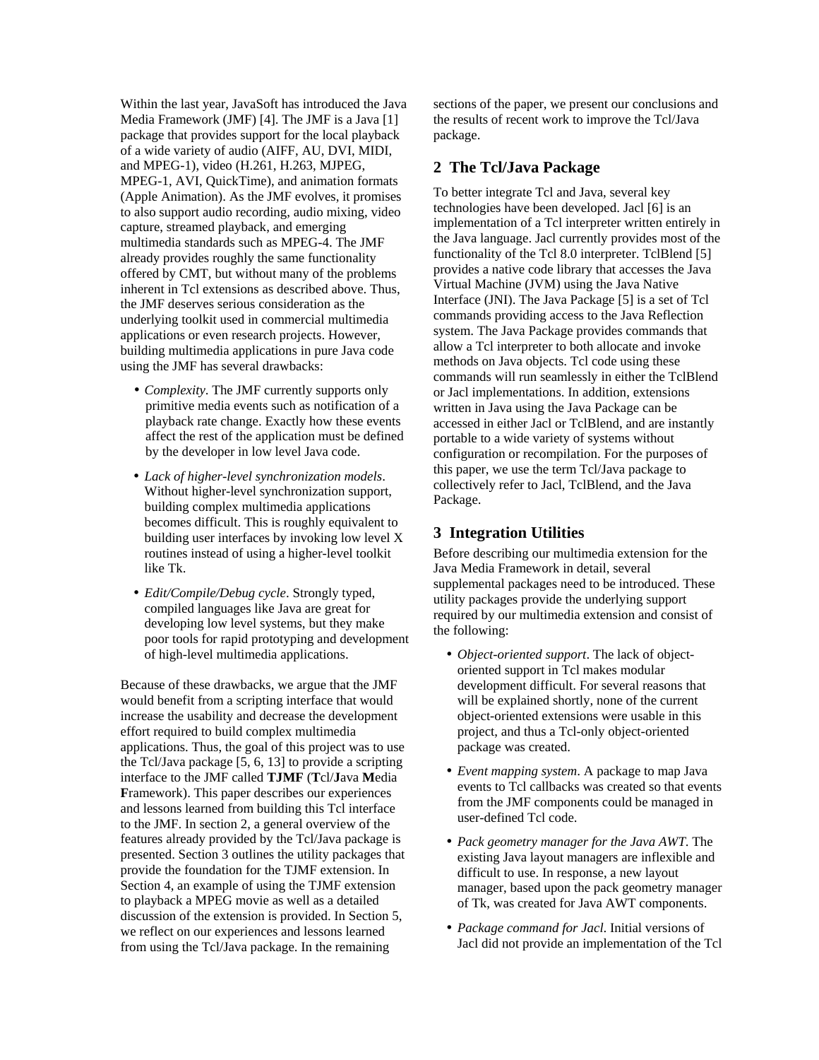Within the last year, JavaSoft has introduced the Java Media Framework (JMF) [4]. The JMF is a Java [1] package that provides support for the local playback of a wide variety of audio (AIFF, AU, DVI, MIDI, and MPEG-1), video (H.261, H.263, MJPEG, MPEG-1, AVI, QuickTime), and animation formats (Apple Animation). As the JMF evolves, it promises to also support audio recording, audio mixing, video capture, streamed playback, and emerging multimedia standards such as MPEG-4. The JMF already provides roughly the same functionality offered by CMT, but without many of the problems inherent in Tcl extensions as described above. Thus, the JMF deserves serious consideration as the underlying toolkit used in commercial multimedia applications or even research projects. However, building multimedia applications in pure Java code using the JMF has several drawbacks:

- *Complexity*. The JMF currently supports only primitive media events such as notification of a playback rate change. Exactly how these events affect the rest of the application must be defined by the developer in low level Java code.
- *Lack of higher-level synchronization models*. Without higher-level synchronization support, building complex multimedia applications becomes difficult. This is roughly equivalent to building user interfaces by invoking low level X routines instead of using a higher-level toolkit like Tk.
- *Edit/Compile/Debug cycle*. Strongly typed, compiled languages like Java are great for developing low level systems, but they make poor tools for rapid prototyping and development of high-level multimedia applications.

Because of these drawbacks, we argue that the JMF would benefit from a scripting interface that would increase the usability and decrease the development effort required to build complex multimedia applications. Thus, the goal of this project was to use the Tcl/Java package [5, 6, 13] to provide a scripting interface to the JMF called **TJMF** (**T**cl/**J**ava **M**edia **F**ramework). This paper describes our experiences and lessons learned from building this Tcl interface to the JMF. In section 2, a general overview of the features already provided by the Tcl/Java package is presented. Section 3 outlines the utility packages that provide the foundation for the TJMF extension. In Section 4, an example of using the TJMF extension to playback a MPEG movie as well as a detailed discussion of the extension is provided. In Section 5, we reflect on our experiences and lessons learned from using the Tcl/Java package. In the remaining sections of the paper, we present our conclusions and the results of recent work to improve the Tcl/Java package.

## 2 The Tcl/Java Package

To better integrate Tcl and Java, several key technologies have been developed. Jacl [6] is an implementation of a Tcl interpreter written entirely in the Java language. Jacl currently provides most of the functionality of the Tcl 8.0 interpreter. TclBlend [5] provides a native code library that accesses the Java Virtual Machine (JVM) using the Java Native Interface (JNI). The Java Package [5] is a set of Tcl commands providing access to the Java Reflection system. The Java Package provides commands that allow a Tcl interpreter to both allocate and invoke methods on Java objects. Tcl code using these commands will run seamlessly in either the TclBlend or Jacl implementations. In addition, extensions written in Java using the Java Package can be accessed in either Jacl or TclBlend, and are instantly portable to a wide variety of systems without configuration or recompilation. For the purposes of this paper, we use the term Tcl/Java package to collectively refer to Jacl, TclBlend, and the Java Package.

## 3 Integration Utilities

Before describing our multimedia extension for the Java Media Framework in detail, several supplemental packages need to be introduced. These utility packages provide the underlying support required by our multimedia extension and consist of the following:

- *Object-oriented support*. The lack of object-oriented support in Tcl makes modular development difficult. For several reasons that will be explained shortly, none of the current object-oriented extensions were usable in this project, and thus a Tcl-only object-oriented package was created.
- *Event mapping system*. A package to map Java events to Tcl callbacks was created so that events from the JMF components could be managed in user-defined Tcl code.
- *Pack geometry manager for the Java AWT*. The existing Java layout managers are inflexible and difficult to use. In response, a new layout manager, based upon the pack geometry manager of Tk, was created for Java AWT components.
- *Package command for Jacl*. Initial versions of Jacl did not provide an implementation of the Tcl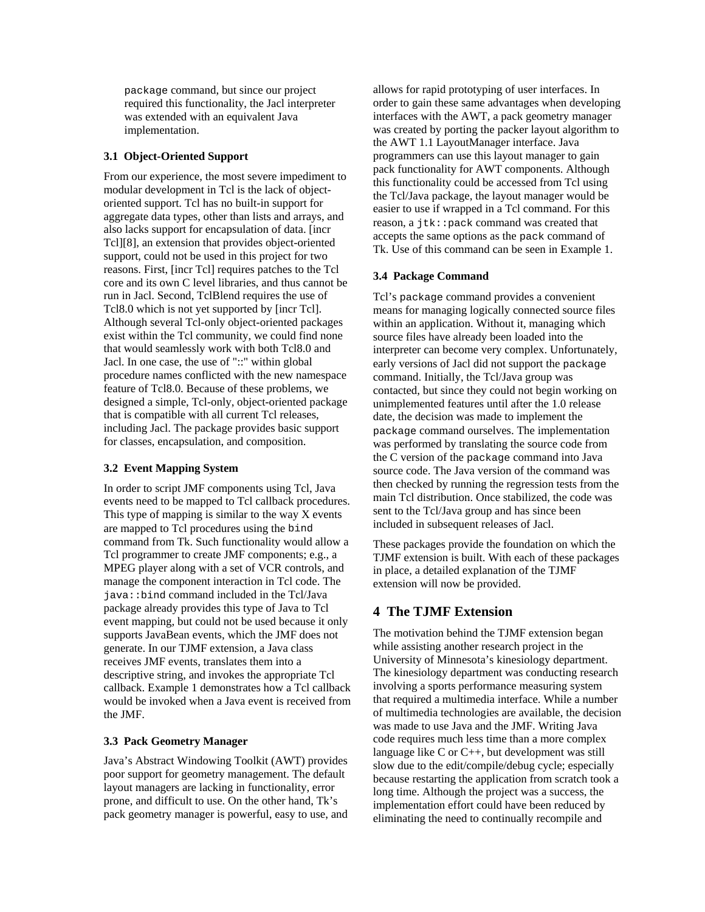package command, but since our project required this functionality, the Jacl interpreter was extended with an equivalent Java implementation.

### 3.1 Object-Oriented Support

From our experience, the most severe impediment to modular development in Tcl is the lack of object-oriented support. Tcl has no built-in support for aggregate data types, other than lists and arrays, and also lacks support for encapsulation of data. [incr Tcl][8], an extension that provides object-oriented support, could not be used in this project for two reasons. First, [incr Tcl] requires patches to the Tcl core and its own C level libraries, and thus cannot be run in Jacl. Second, TclBlend requires the use of Tcl8.0 which is not yet supported by [incr Tcl]. Although several Tcl-only object-oriented packages exist within the Tcl community, we could find none that would seamlessly work with both Tcl8.0 and Jacl. In one case, the use of "::" within global procedure names conflicted with the new namespace feature of Tcl8.0. Because of these problems, we designed a simple, Tcl-only, object-oriented package that is compatible with all current Tcl releases, including Jacl. The package provides basic support for classes, encapsulation, and composition.

### 3.2 Event Mapping System

In order to script JMF components using Tcl, Java events need to be mapped to Tcl callback procedures. This type of mapping is similar to the way X events are mapped to Tcl procedures using the `bind` command from Tk. Such functionality would allow a Tcl programmer to create JMF components; e.g., a MPEG player along with a set of VCR controls, and manage the component interaction in Tcl code. The `java::bind` command included in the Tcl/Java package already provides this type of Java to Tcl event mapping, but could not be used because it only supports JavaBean events, which the JMF does not generate. In our TJMF extension, a Java class receives JMF events, translates them into a descriptive string, and invokes the appropriate Tcl callback. Example 1 demonstrates how a Tcl callback would be invoked when a Java event is received from the JMF.

### 3.3 Pack Geometry Manager

Java's Abstract Windowing Toolkit (AWT) provides poor support for geometry management. The default layout managers are lacking in functionality, error prone, and difficult to use. On the other hand, Tk's pack geometry manager is powerful, easy to use, and allows for rapid prototyping of user interfaces. In order to gain these same advantages when developing interfaces with the AWT, a pack geometry manager was created by porting the packer layout algorithm to the AWT 1.1 LayoutManager interface. Java programmers can use this layout manager to gain pack functionality for AWT components. Although this functionality could be accessed from Tcl using the Tcl/Java package, the layout manager would be easier to use if wrapped in a Tcl command. For this reason, a `jtk::pack` command was created that accepts the same options as the `pack` command of Tk. Use of this command can be seen in Example 1.

### 3.4 Package Command

Tcl's `package` command provides a convenient means for managing logically connected source files within an application. Without it, managing which source files have already been loaded into the interpreter can become very complex. Unfortunately, early versions of Jacl did not support the `package` command. Initially, the Tcl/Java group was contacted, but since they could not begin working on unimplemented features until after the 1.0 release date, the decision was made to implement the `package` command ourselves. The implementation was performed by translating the source code from the C version of the `package` command into Java source code. The Java version of the command was then checked by running the regression tests from the main Tcl distribution. Once stabilized, the code was sent to the Tcl/Java group and has since been included in subsequent releases of Jacl.

These packages provide the foundation on which the TJMF extension is built. With each of these packages in place, a detailed explanation of the TJMF extension will now be provided.

## 4 The TJMF Extension

The motivation behind the TJMF extension began while assisting another research project in the University of Minnesota's kinesiology department. The kinesiology department was conducting research involving a sports performance measuring system that required a multimedia interface. While a number of multimedia technologies are available, the decision was made to use Java and the JMF. Writing Java code requires much less time than a more complex language like C or C++, but development was still slow due to the edit/compile/debug cycle; especially because restarting the application from scratch took a long time. Although the project was a success, the implementation effort could have been reduced by eliminating the need to continually recompile and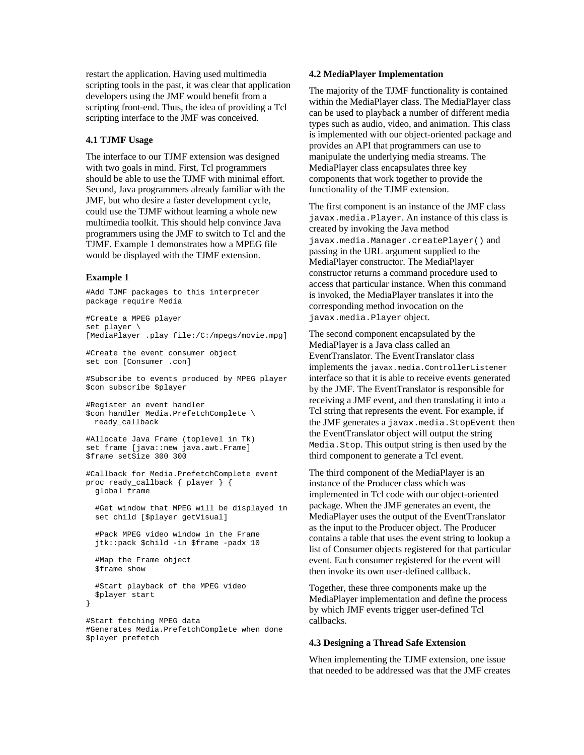restart the application. Having used multimedia scripting tools in the past, it was clear that application developers using the JMF would benefit from a scripting front-end. Thus, the idea of providing a Tcl scripting interface to the JMF was conceived.

### 4.1 TJMF Usage

The interface to our TJMF extension was designed with two goals in mind. First, Tcl programmers should be able to use the TJMF with minimal effort. Second, Java programmers already familiar with the JMF, but who desire a faster development cycle, could use the TJMF without learning a whole new multimedia toolkit. This should help convince Java programmers using the JMF to switch to Tcl and the TJMF. Example 1 demonstrates how a MPEG file would be displayed with the TJMF extension.

**Example 1**

```
#Add TJMF packages to this interpreter
package require Media

#Create a MPEG player
set player \
[MediaPlayer .play file:/C:/mpegs/movie.mpg]

#Create the event consumer object
set con [Consumer .con]

#Subscribe to events produced by MPEG player
$con subscribe $player

#Register an event handler
$con handler Media.PrefetchComplete \
  ready_callback

#Allocate Java Frame (toplevel in Tk)
set frame [java::new java.awt.Frame]
$frame setSize 300 300

#Callback for Media.PrefetchComplete event
proc ready_callback { player } {
  global frame

  #Get window that MPEG will be displayed in
  set child [$player getVisual]

  #Pack MPEG video window in the Frame
  jtk::pack $child -in $frame -padx 10

  #Map the Frame object
  $frame show

  #Start playback of the MPEG video
  $player start
}

#Start fetching MPEG data
#Generates Media.PrefetchComplete when done
$player prefetch
```

### 4.2 MediaPlayer Implementation

The majority of the TJMF functionality is contained within the MediaPlayer class. The MediaPlayer class can be used to playback a number of different media types such as audio, video, and animation. This class is implemented with our object-oriented package and provides an API that programmers can use to manipulate the underlying media streams. The MediaPlayer class encapsulates three key components that work together to provide the functionality of the TJMF extension.

The first component is an instance of the JMF class `javax.media.Player`. An instance of this class is created by invoking the Java method `javax.media.Manager.createPlayer()` and passing in the URL argument supplied to the MediaPlayer constructor. The MediaPlayer constructor returns a command procedure used to access that particular instance. When this command is invoked, the MediaPlayer translates it into the corresponding method invocation on the `javax.media.Player` object.

The second component encapsulated by the MediaPlayer is a Java class called an EventTranslator. The EventTranslator class implements the `javax.media.ControllerListener` interface so that it is able to receive events generated by the JMF. The EventTranslator is responsible for receiving a JMF event, and then translating it into a Tcl string that represents the event. For example, if the JMF generates a `javax.media.StopEvent` then the EventTranslator object will output the string `Media.Stop`. This output string is then used by the third component to generate a Tcl event.

The third component of the MediaPlayer is an instance of the Producer class which was implemented in Tcl code with our object-oriented package. When the JMF generates an event, the MediaPlayer uses the output of the EventTranslator as the input to the Producer object. The Producer contains a table that uses the event string to lookup a list of Consumer objects registered for that particular event. Each consumer registered for the event will then invoke its own user-defined callback.

Together, these three components make up the MediaPlayer implementation and define the process by which JMF events trigger user-defined Tcl callbacks.

### 4.3 Designing a Thread Safe Extension

When implementing the TJMF extension, one issue that needed to be addressed was that the JMF creates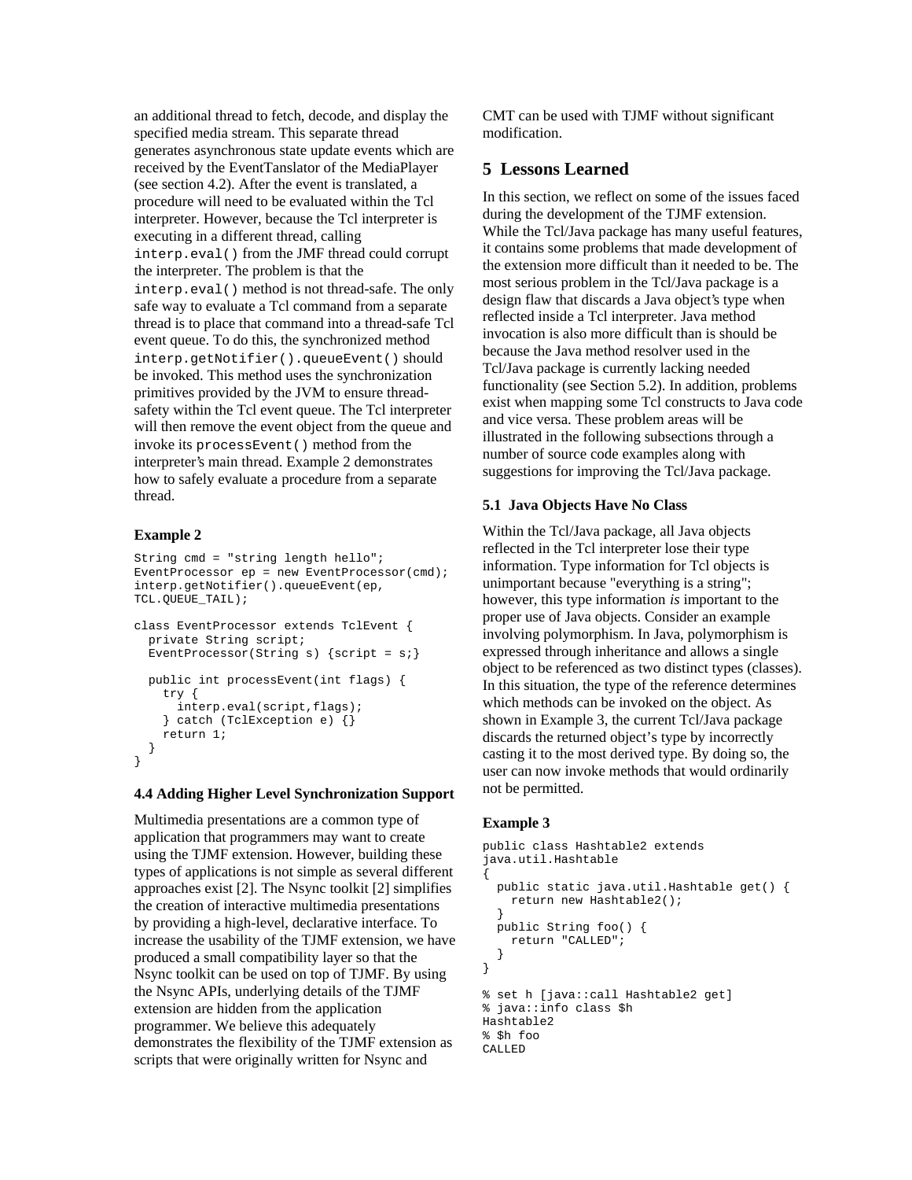an additional thread to fetch, decode, and display the specified media stream. This separate thread generates asynchronous state update events which are received by the EventTanslator of the MediaPlayer (see section 4.2). After the event is translated, a procedure will need to be evaluated within the Tcl interpreter. However, because the Tcl interpreter is executing in a different thread, calling `interp.eval()` from the JMF thread could corrupt the interpreter. The problem is that the `interp.eval()` method is not thread-safe. The only safe way to evaluate a Tcl command from a separate thread is to place that command into a thread-safe Tcl event queue. To do this, the synchronized method `interp.getNotifier().queueEvent()` should be invoked. This method uses the synchronization primitives provided by the JVM to ensure thread-safety within the Tcl event queue. The Tcl interpreter will then remove the event object from the queue and invoke its `processEvent()` method from the interpreter's main thread. Example 2 demonstrates how to safely evaluate a procedure from a separate thread.

**Example 2**

```
String cmd = "string length hello";
EventProcessor ep = new EventProcessor(cmd);
interp.getNotifier().queueEvent(ep,
TCL.QUEUE_TAIL);

class EventProcessor extends TclEvent {
  private String script;
  EventProcessor(String s) {script = s;}

  public int processEvent(int flags) {
    try {
      interp.eval(script,flags);
    } catch (TclException e) {}
    return 1;
  }
}
```

### 4.4 Adding Higher Level Synchronization Support

Multimedia presentations are a common type of application that programmers may want to create using the TJMF extension. However, building these types of applications is not simple as several different approaches exist [2]. The Nsync toolkit [2] simplifies the creation of interactive multimedia presentations by providing a high-level, declarative interface. To increase the usability of the TJMF extension, we have produced a small compatibility layer so that the Nsync toolkit can be used on top of TJMF. By using the Nsync APIs, underlying details of the TJMF extension are hidden from the application programmer. We believe this adequately demonstrates the flexibility of the TJMF extension as scripts that were originally written for Nsync and CMT can be used with TJMF without significant modification.

## 5 Lessons Learned

In this section, we reflect on some of the issues faced during the development of the TJMF extension. While the Tcl/Java package has many useful features, it contains some problems that made development of the extension more difficult than it needed to be. The most serious problem in the Tcl/Java package is a design flaw that discards a Java object's type when reflected inside a Tcl interpreter. Java method invocation is also more difficult than is should be because the Java method resolver used in the Tcl/Java package is currently lacking needed functionality (see Section 5.2). In addition, problems exist when mapping some Tcl constructs to Java code and vice versa. These problem areas will be illustrated in the following subsections through a number of source code examples along with suggestions for improving the Tcl/Java package.

### 5.1 Java Objects Have No Class

Within the Tcl/Java package, all Java objects reflected in the Tcl interpreter lose their type information. Type information for Tcl objects is unimportant because "everything is a string"; however, this type information *is* important to the proper use of Java objects. Consider an example involving polymorphism. In Java, polymorphism is expressed through inheritance and allows a single object to be referenced as two distinct types (classes). In this situation, the type of the reference determines which methods can be invoked on the object. As shown in Example 3, the current Tcl/Java package discards the returned object's type by incorrectly casting it to the most derived type. By doing so, the user can now invoke methods that would ordinarily not be permitted.

**Example 3**

```
public class Hashtable2 extends
java.util.Hashtable
{
  public static java.util.Hashtable get() {
    return new Hashtable2();
  }
  public String foo() {
    return "CALLED";
  }
}

% set h [java::call Hashtable2 get]
% java::info class $h
Hashtable2
% $h foo
CALLED
```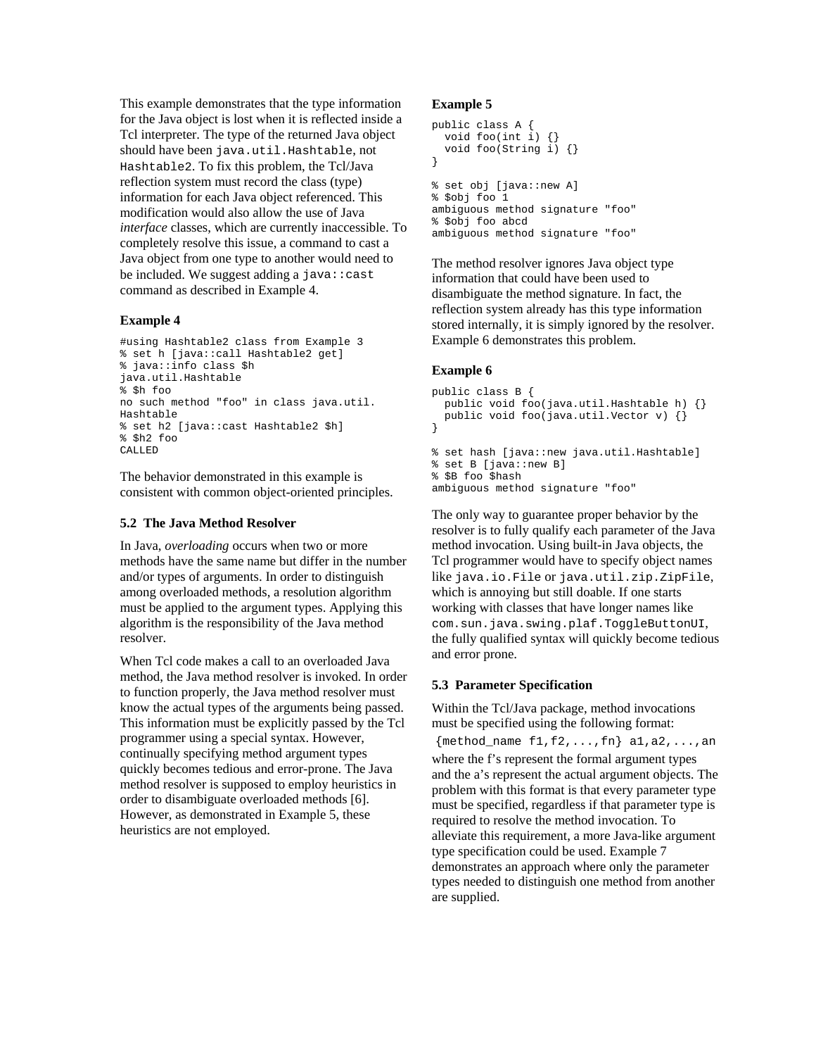This example demonstrates that the type information for the Java object is lost when it is reflected inside a Tcl interpreter. The type of the returned Java object should have been `java.util.Hashtable`, not `Hashtable2`. To fix this problem, the Tcl/Java reflection system must record the class (type) information for each Java object referenced. This modification would also allow the use of Java *interface* classes, which are currently inaccessible. To completely resolve this issue, a command to cast a Java object from one type to another would need to be included. We suggest adding a `java::cast` command as described in Example 4.

**Example 4**

```
#using Hashtable2 class from Example 3
% set h [java::call Hashtable2 get]
% java::info class $h
java.util.Hashtable
% $h foo
no such method "foo" in class java.util.
Hashtable
% set h2 [java::cast Hashtable2 $h]
% $h2 foo
CALLED
```

The behavior demonstrated in this example is consistent with common object-oriented principles.

### 5.2 The Java Method Resolver

In Java, *overloading* occurs when two or more methods have the same name but differ in the number and/or types of arguments. In order to distinguish among overloaded methods, a resolution algorithm must be applied to the argument types. Applying this algorithm is the responsibility of the Java method resolver.

When Tcl code makes a call to an overloaded Java method, the Java method resolver is invoked. In order to function properly, the Java method resolver must know the actual types of the arguments being passed. This information must be explicitly passed by the Tcl programmer using a special syntax. However, continually specifying method argument types quickly becomes tedious and error-prone. The Java method resolver is supposed to employ heuristics in order to disambiguate overloaded methods [6]. However, as demonstrated in Example 5, these heuristics are not employed.

**Example 5**

```
public class A {
  void foo(int i) {}
  void foo(String i) {}
}

% set obj [java::new A]
% $obj foo 1
ambiguous method signature "foo"
% $obj foo abcd
ambiguous method signature "foo"
```

The method resolver ignores Java object type information that could have been used to disambiguate the method signature. In fact, the reflection system already has this type information stored internally, it is simply ignored by the resolver. Example 6 demonstrates this problem.

**Example 6**

```
public class B {
  public void foo(java.util.Hashtable h) {}
  public void foo(java.util.Vector v) {}
}

% set hash [java::new java.util.Hashtable]
% set B [java::new B]
% $B foo $hash
ambiguous method signature "foo"
```

The only way to guarantee proper behavior by the resolver is to fully qualify each parameter of the Java method invocation. Using built-in Java objects, the Tcl programmer would have to specify object names like `java.io.File` or `java.util.zip.ZipFile`, which is annoying but still doable. If one starts working with classes that have longer names like `com.sun.java.swing.plaf.ToggleButtonUI`, the fully qualified syntax will quickly become tedious and error prone.

### 5.3 Parameter Specification

Within the Tcl/Java package, method invocations must be specified using the following format:

```
{method_name f1,f2,...,fn} a1,a2,...,an
```

where the f's represent the formal argument types and the a's represent the actual argument objects. The problem with this format is that every parameter type must be specified, regardless if that parameter type is required to resolve the method invocation. To alleviate this requirement, a more Java-like argument type specification could be used. Example 7 demonstrates an approach where only the parameter types needed to distinguish one method from another are supplied.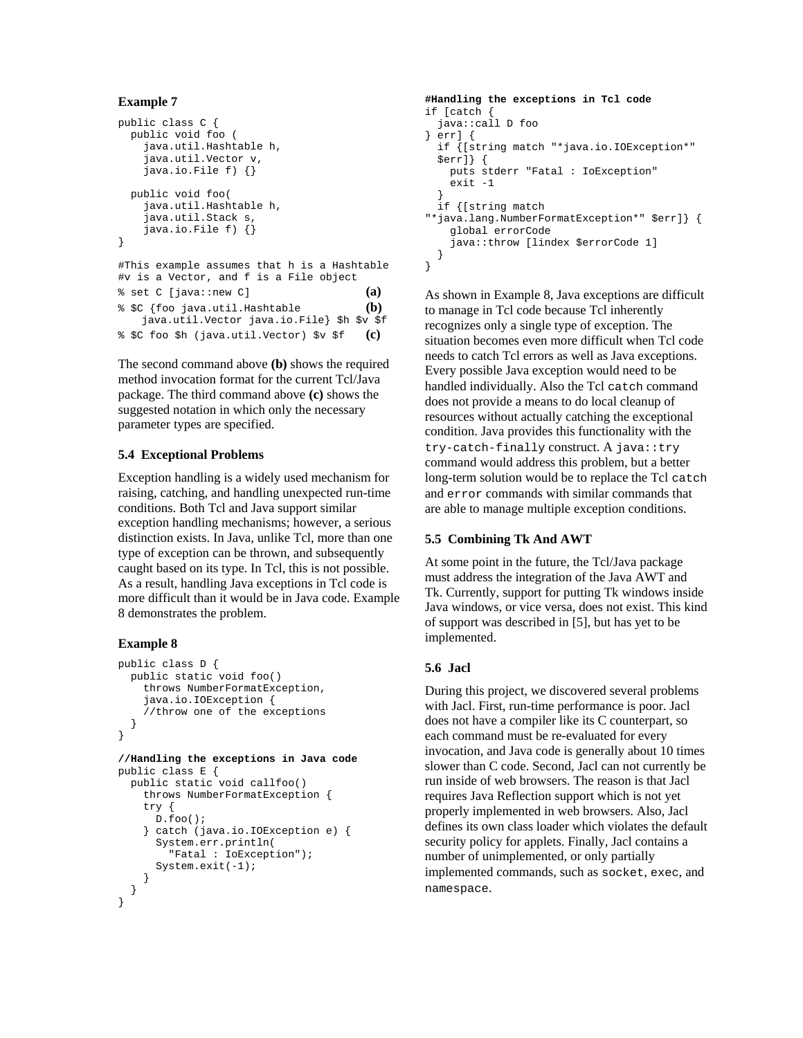**Example 7**

```
public class C {
  public void foo (
    java.util.Hashtable h,
    java.util.Vector v,
    java.io.File f) {}

  public void foo(
    java.util.Hashtable h,
    java.util.Stack s,
    java.io.File f) {}
}
```

```
#This example assumes that h is a Hashtable
#v is a Vector, and f is a File object
% set C [java::new C]                          (a)
% $C {foo java.util.Hashtable                  (b)
    java.util.Vector java.io.File} $h $v $f
% $C foo $h (java.util.Vector) $v $f           (c)
```

The second command above **(b)** shows the required method invocation format for the current Tcl/Java package. The third command above **(c)** shows the suggested notation in which only the necessary parameter types are specified.

### 5.4 Exceptional Problems

Exception handling is a widely used mechanism for raising, catching, and handling unexpected run-time conditions. Both Tcl and Java support similar exception handling mechanisms; however, a serious distinction exists. In Java, unlike Tcl, more than one type of exception can be thrown, and subsequently caught based on its type. In Tcl, this is not possible. As a result, handling Java exceptions in Tcl code is more difficult than it would be in Java code. Example 8 demonstrates the problem.

**Example 8**

```
public class D {
  public static void foo()
    throws NumberFormatException,
    java.io.IOException {
    //throw one of the exceptions
  }
}

//Handling the exceptions in Java code
public class E {
  public static void callfoo()
    throws NumberFormatException {
    try {
      D.foo();
    } catch (java.io.IOException e) {
      System.err.println(
        "Fatal : IoException");
      System.exit(-1);
    }
  }
}
```

```
#Handling the exceptions in Tcl code
if [catch {
  java::call D foo
} err] {
  if {[string match "*java.io.IOException*"
  $err]} {
    puts stderr "Fatal : IoException"
    exit -1
  }
  if {[string match
"*java.lang.NumberFormatException*" $err]} {
    global errorCode
    java::throw [lindex $errorCode 1]
  }
}
```

As shown in Example 8, Java exceptions are difficult to manage in Tcl code because Tcl inherently recognizes only a single type of exception. The situation becomes even more difficult when Tcl code needs to catch Tcl errors as well as Java exceptions. Every possible Java exception would need to be handled individually. Also the Tcl `catch` command does not provide a means to do local cleanup of resources without actually catching the exceptional condition. Java provides this functionality with the `try-catch-finally` construct. A `java::try` command would address this problem, but a better long-term solution would be to replace the Tcl `catch` and `error` commands with similar commands that are able to manage multiple exception conditions.

### 5.5 Combining Tk And AWT

At some point in the future, the Tcl/Java package must address the integration of the Java AWT and Tk. Currently, support for putting Tk windows inside Java windows, or vice versa, does not exist. This kind of support was described in [5], but has yet to be implemented.

### 5.6 Jacl

During this project, we discovered several problems with Jacl. First, run-time performance is poor. Jacl does not have a compiler like its C counterpart, so each command must be re-evaluated for every invocation, and Java code is generally about 10 times slower than C code. Second, Jacl can not currently be run inside of web browsers. The reason is that Jacl requires Java Reflection support which is not yet properly implemented in web browsers. Also, Jacl defines its own class loader which violates the default security policy for applets. Finally, Jacl contains a number of unimplemented, or only partially implemented commands, such as `socket`, `exec`, and `namespace`.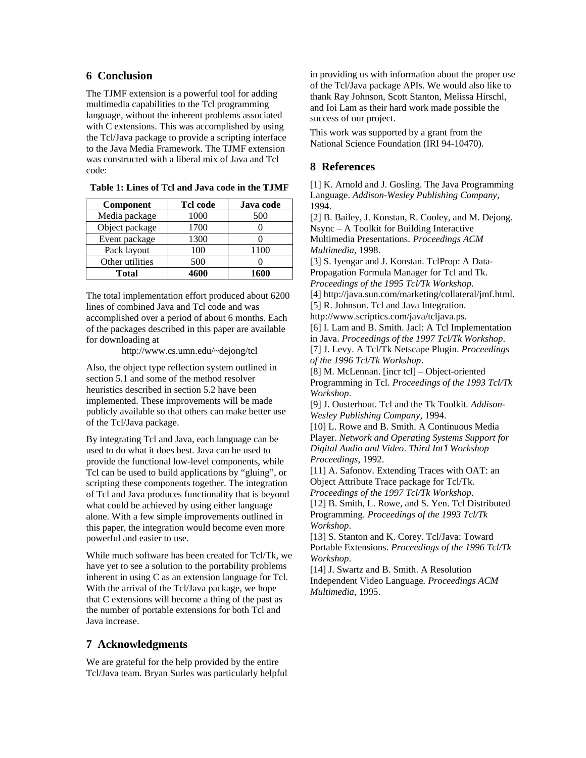## 6 Conclusion

The TJMF extension is a powerful tool for adding multimedia capabilities to the Tcl programming language, without the inherent problems associated with C extensions. This was accomplished by using the Tcl/Java package to provide a scripting interface to the Java Media Framework. The TJMF extension was constructed with a liberal mix of Java and Tcl code:

**Table 1: Lines of Tcl and Java code in the TJMF**

| Component | Tcl code | Java code |
|---|---|---|
| Media package | 1000 | 500 |
| Object package | 1700 | 0 |
| Event package | 1300 | 0 |
| Pack layout | 100 | 1100 |
| Other utilities | 500 | 0 |
| **Total** | **4600** | **1600** |

The total implementation effort produced about 6200 lines of combined Java and Tcl code and was accomplished over a period of about 6 months. Each of the packages described in this paper are available for downloading at

http://www.cs.umn.edu/~dejong/tcl

Also, the object type reflection system outlined in section 5.1 and some of the method resolver heuristics described in section 5.2 have been implemented. These improvements will be made publicly available so that others can make better use of the Tcl/Java package.

By integrating Tcl and Java, each language can be used to do what it does best. Java can be used to provide the functional low-level components, while Tcl can be used to build applications by "gluing", or scripting these components together. The integration of Tcl and Java produces functionality that is beyond what could be achieved by using either language alone. With a few simple improvements outlined in this paper, the integration would become even more powerful and easier to use.

While much software has been created for Tcl/Tk, we have yet to see a solution to the portability problems inherent in using C as an extension language for Tcl. With the arrival of the Tcl/Java package, we hope that C extensions will become a thing of the past as the number of portable extensions for both Tcl and Java increase.

## 7 Acknowledgments

We are grateful for the help provided by the entire Tcl/Java team. Bryan Surles was particularly helpful in providing us with information about the proper use of the Tcl/Java package APIs. We would also like to thank Ray Johnson, Scott Stanton, Melissa Hirschl, and Ioi Lam as their hard work made possible the success of our project.

This work was supported by a grant from the National Science Foundation (IRI 94-10470).

## 8 References

[1] K. Arnold and J. Gosling. The Java Programming Language. *Addison-Wesley Publishing Company*, 1994.

[2] B. Bailey, J. Konstan, R. Cooley, and M. Dejong. Nsync – A Toolkit for Building Interactive Multimedia Presentations. *Proceedings ACM Multimedia*, 1998.

[3] S. Iyengar and J. Konstan. TclProp: A Data-Propagation Formula Manager for Tcl and Tk. *Proceedings of the 1995 Tcl/Tk Workshop*.

[4] http://java.sun.com/marketing/collateral/jmf.html.

[5] R. Johnson. Tcl and Java Integration. http://www.scriptics.com/java/tcljava.ps.

[6] I. Lam and B. Smith. Jacl: A Tcl Implementation in Java. *Proceedings of the 1997 Tcl/Tk Workshop*.

[7] J. Levy. A Tcl/Tk Netscape Plugin. *Proceedings of the 1996 Tcl/Tk Workshop*.

[8] M. McLennan. [incr tcl] – Object-oriented Programming in Tcl. *Proceedings of the 1993 Tcl/Tk Workshop*.

[9] J. Ousterhout. Tcl and the Tk Toolkit. *Addison-Wesley Publishing Company*, 1994.

[10] L. Rowe and B. Smith. A Continuous Media Player. *Network and Operating Systems Support for Digital Audio and Video. Third Int'l Workshop Proceedings*, 1992.

[11] A. Safonov. Extending Traces with OAT: an Object Attribute Trace package for Tcl/Tk. *Proceedings of the 1997 Tcl/Tk Workshop*.

[12] B. Smith, L. Rowe, and S. Yen. Tcl Distributed Programming. *Proceedings of the 1993 Tcl/Tk Workshop*.

[13] S. Stanton and K. Corey. Tcl/Java: Toward Portable Extensions. *Proceedings of the 1996 Tcl/Tk Workshop*.

[14] J. Swartz and B. Smith. A Resolution Independent Video Language. *Proceedings ACM Multimedia*, 1995.